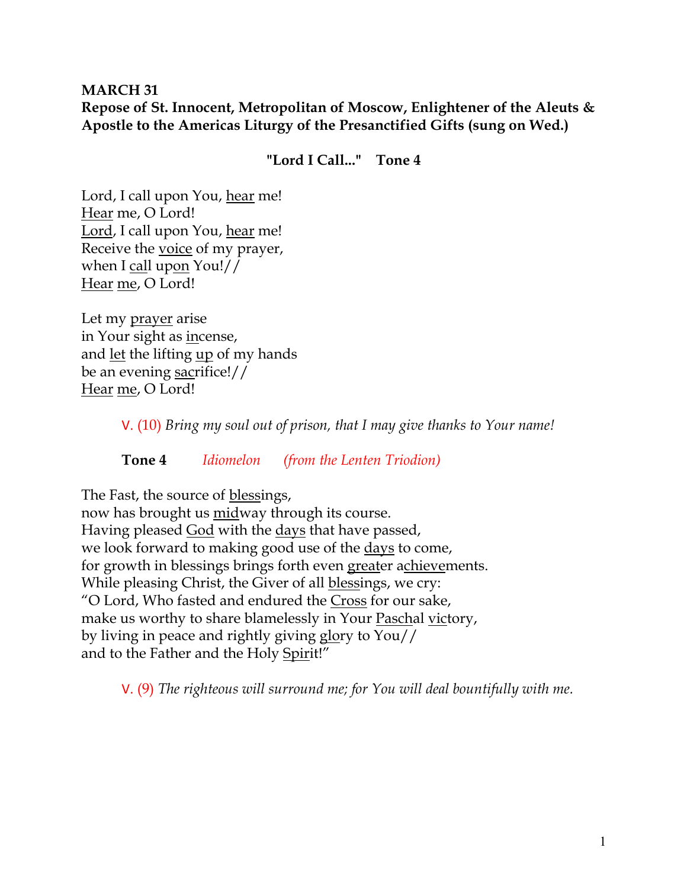**MARCH 31**
**Repose of St. Innocent, Metropolitan of Moscow, Enlightener of the Aleuts & Apostle to the Americas Liturgy of the Presanctified Gifts (sung on Wed.)**

**"Lord I Call..." Tone 4**

Lord, I call upon You, hear me!
Hear me, O Lord!
Lord, I call upon You, hear me!
Receive the voice of my prayer,
when I call upon You!//
Hear me, O Lord!

Let my prayer arise
in Your sight as incense,
and let the lifting up of my hands
be an evening sacrifice!//
Hear me, O Lord!

V. (10) *Bring my soul out of prison, that I may give thanks to Your name!*

**Tone 4** *Idiomelon* *(from the Lenten Triodion)*

The Fast, the source of blessings,
now has brought us midway through its course.
Having pleased God with the days that have passed,
we look forward to making good use of the days to come,
for growth in blessings brings forth even greater achievements.
While pleasing Christ, the Giver of all blessings, we cry:
"O Lord, Who fasted and endured the Cross for our sake,
make us worthy to share blamelessly in Your Paschal victory,
by living in peace and rightly giving glory to You//
and to the Father and the Holy Spirit!"

V. (9) *The righteous will surround me; for You will deal bountifully with me.*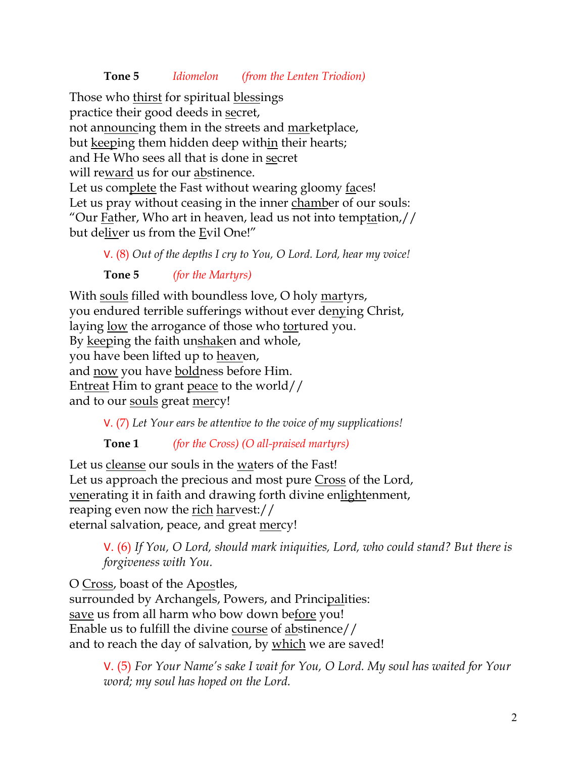**Tone 5** *Idiomelon* *(from the Lenten Triodion)*

Those who <u>thirst</u> for spiritual <u>bless</u>ings  
practice their good deeds in <u>se</u>cret,  
not an<u>nounc</u>ing them in the streets and <u>mar</u>ketplace,  
but <u>keep</u>ing them hidden deep with<u>in</u> their hearts;  
and He Who sees all that is done in <u>se</u>cret  
will re<u>ward</u> us for our <u>ab</u>stinence.  
Let us com<u>plete</u> the Fast without wearing gloomy <u>fa</u>ces!  
Let us pray without ceasing in the inner <u>cham</u>ber of our souls:  
"Our <u>Fa</u>ther, Who art in heaven, lead us not into temp<u>ta</u>tion,//  
but de<u>liv</u>er us from the <u>E</u>vil One!"

V. (8) *Out of the depths I cry to You, O Lord. Lord, hear my voice!*

**Tone 5** *(for the Martyrs)*

With <u>souls</u> filled with boundless love, O holy <u>mar</u>tyrs,  
you endured terrible sufferings without ever de<u>ny</u>ing Christ,  
laying <u>low</u> the arrogance of those who <u>tor</u>tured you.  
By <u>keep</u>ing the faith un<u>shak</u>en and whole,  
you have been lifted up to <u>heav</u>en,  
and <u>now</u> you have <u>bold</u>ness before Him.  
En<u>treat</u> Him to grant <u>peace</u> to the world//  
and to our <u>souls</u> great <u>mer</u>cy!

V. (7) *Let Your ears be attentive to the voice of my supplications!*

**Tone 1** *(for the Cross) (O all-praised martyrs)*

Let us <u>cleanse</u> our souls in the <u>wa</u>ters of the Fast!  
Let us approach the precious and most pure <u>Cross</u> of the Lord,  
<u>ven</u>erating it in faith and drawing forth divine en<u>light</u>enment,  
reaping even now the <u>rich</u> <u>har</u>vest://  
eternal salvation, peace, and great <u>mer</u>cy!

V. (6) *If You, O Lord, should mark iniquities, Lord, who could stand? But there is forgiveness with You.*

O <u>Cross</u>, boast of the A<u>pos</u>tles,  
surrounded by Archangels, Powers, and Princi<u>pal</u>ities:  
<u>save</u> us from all harm who bow down be<u>fore</u> you!  
Enable us to fulfill the divine <u>course</u> of <u>ab</u>stinence//  
and to reach the day of salvation, by <u>which</u> we are saved!

V. (5) *For Your Name's sake I wait for You, O Lord. My soul has waited for Your word; my soul has hoped on the Lord.*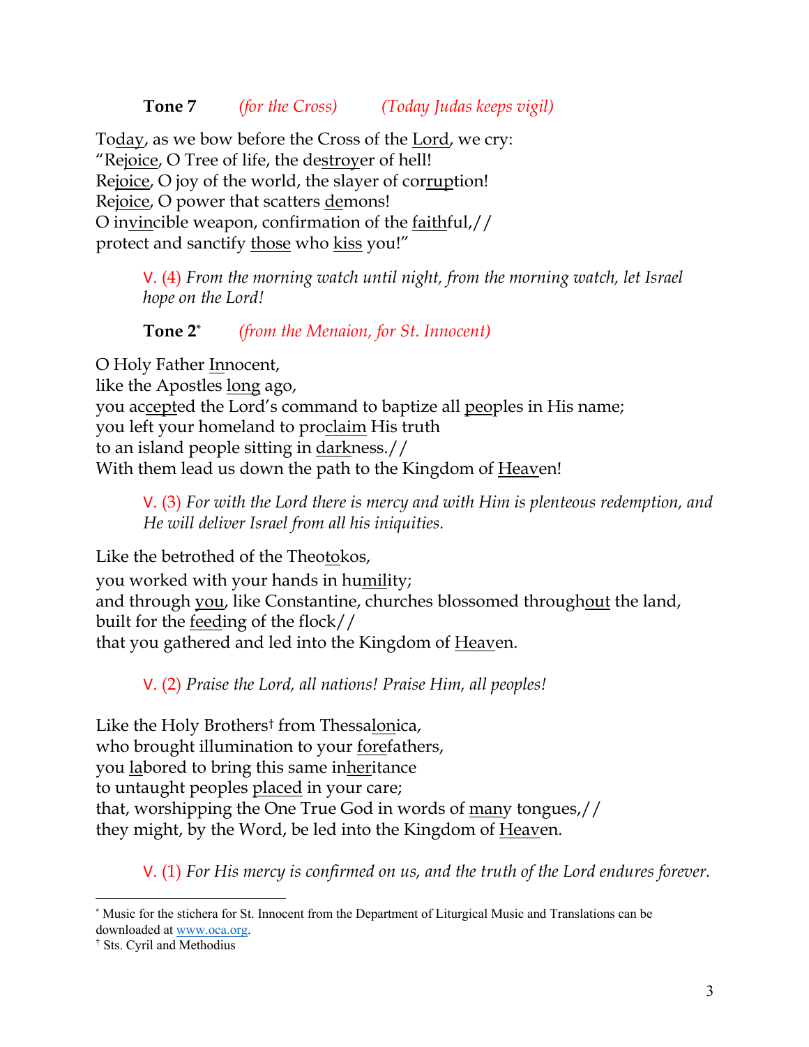**Tone 7** *(for the Cross)* *(Today Judas keeps vigil)*

Today, as we bow before the Cross of the Lord, we cry:
"Rejoice, O Tree of life, the destroyer of hell!
Rejoice, O joy of the world, the slayer of corruption!
Rejoice, O power that scatters demons!
O invincible weapon, confirmation of the faithful,//
protect and sanctify those who kiss you!"

> V. (4) *From the morning watch until night, from the morning watch, let Israel hope on the Lord!*

**Tone 2*** *(from the Menaion, for St. Innocent)*

O Holy Father Innocent,
like the Apostles long ago,
you accepted the Lord's command to baptize all peoples in His name;
you left your homeland to proclaim His truth
to an island people sitting in darkness.//
With them lead us down the path to the Kingdom of Heaven!

> V. (3) *For with the Lord there is mercy and with Him is plenteous redemption, and He will deliver Israel from all his iniquities.*

Like the betrothed of the Theotokos,
you worked with your hands in humility;
and through you, like Constantine, churches blossomed throughout the land,
built for the feeding of the flock//
that you gathered and led into the Kingdom of Heaven.

> V. (2) *Praise the Lord, all nations! Praise Him, all peoples!*

Like the Holy Brothers† from Thessalonica,
who brought illumination to your forefathers,
you labored to bring this same inheritance
to untaught peoples placed in your care;
that, worshipping the One True God in words of many tongues,//
they might, by the Word, be led into the Kingdom of Heaven.

> V. (1) *For His mercy is confirmed on us, and the truth of the Lord endures forever.*

---

* Music for the stichera for St. Innocent from the Department of Liturgical Music and Translations can be downloaded at www.oca.org.

† Sts. Cyril and Methodius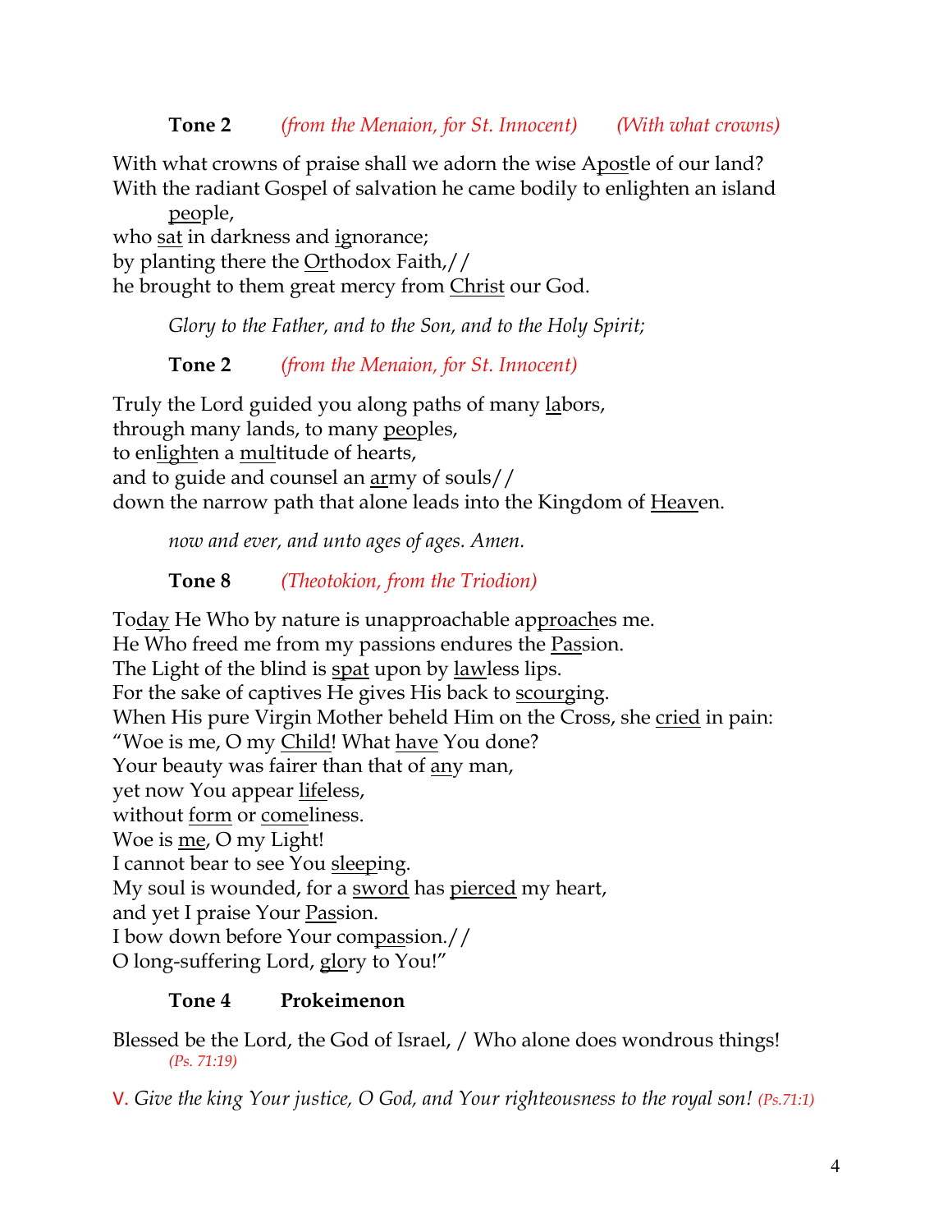**Tone 2** *(from the Menaion, for St. Innocent)* *(With what crowns)*

With what crowns of praise shall we adorn the wise Apostle of our land?
With the radiant Gospel of salvation he came bodily to enlighten an island people,
who sat in darkness and ignorance;
by planting there the Orthodox Faith,//
he brought to them great mercy from Christ our God.

*Glory to the Father, and to the Son, and to the Holy Spirit;*

**Tone 2** *(from the Menaion, for St. Innocent)*

Truly the Lord guided you along paths of many labors,
through many lands, to many peoples,
to enlighten a multitude of hearts,
and to guide and counsel an army of souls//
down the narrow path that alone leads into the Kingdom of Heaven.

*now and ever, and unto ages of ages. Amen.*

**Tone 8** *(Theotokion, from the Triodion)*

Today He Who by nature is unapproachable approaches me.
He Who freed me from my passions endures the Passion.
The Light of the blind is spat upon by lawless lips.
For the sake of captives He gives His back to scourging.
When His pure Virgin Mother beheld Him on the Cross, she cried in pain:
"Woe is me, O my Child! What have You done?
Your beauty was fairer than that of any man,
yet now You appear lifeless,
without form or comeliness.
Woe is me, O my Light!
I cannot bear to see You sleeping.
My soul is wounded, for a sword has pierced my heart,
and yet I praise Your Passion.
I bow down before Your compassion.//
O long-suffering Lord, glory to You!"

**Tone 4** **Prokeimenon**

Blessed be the Lord, the God of Israel, / Who alone does wondrous things!
*(Ps. 71:19)*

V. *Give the king Your justice, O God, and Your righteousness to the royal son!* *(Ps.71:1)*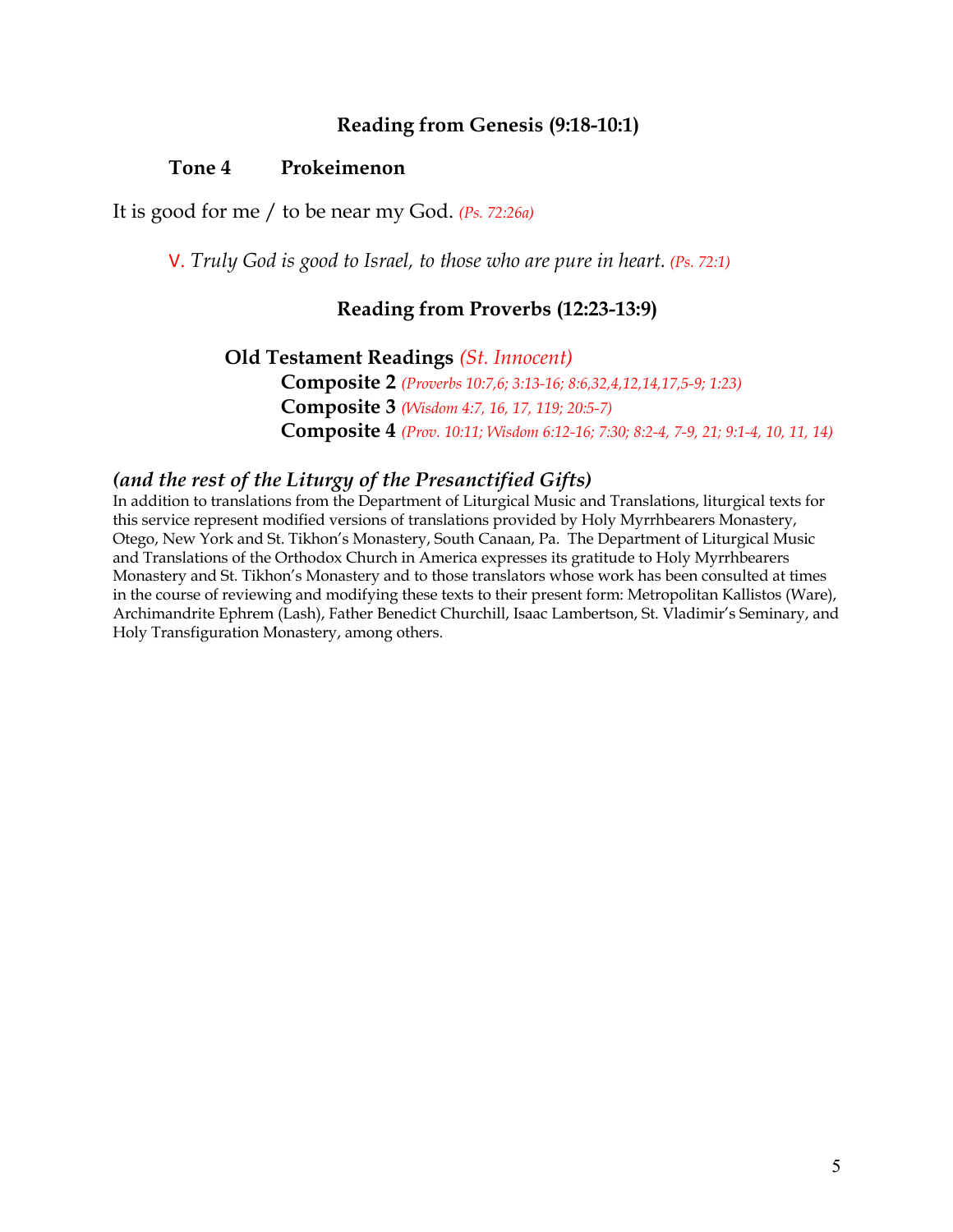### Reading from Genesis (9:18-10:1)

**Tone 4 Prokeimenon**

It is good for me / to be near my God. *(Ps. 72:26a)*

V. *Truly God is good to Israel, to those who are pure in heart.* *(Ps. 72:1)*

### Reading from Proverbs (12:23-13:9)

**Old Testament Readings** *(St. Innocent)*

- **Composite 2** *(Proverbs 10:7,6; 3:13-16; 8:6,32,4,12,14,17,5-9; 1:23)*
- **Composite 3** *(Wisdom 4:7, 16, 17, 119; 20:5-7)*
- **Composite 4** *(Prov. 10:11; Wisdom 6:12-16; 7:30; 8:2-4, 7-9, 21; 9:1-4, 10, 11, 14)*

### *(and the rest of the Liturgy of the Presanctified Gifts)*

In addition to translations from the Department of Liturgical Music and Translations, liturgical texts for this service represent modified versions of translations provided by Holy Myrrhbearers Monastery, Otego, New York and St. Tikhon's Monastery, South Canaan, Pa. The Department of Liturgical Music and Translations of the Orthodox Church in America expresses its gratitude to Holy Myrrhbearers Monastery and St. Tikhon's Monastery and to those translators whose work has been consulted at times in the course of reviewing and modifying these texts to their present form: Metropolitan Kallistos (Ware), Archimandrite Ephrem (Lash), Father Benedict Churchill, Isaac Lambertson, St. Vladimir's Seminary, and Holy Transfiguration Monastery, among others.